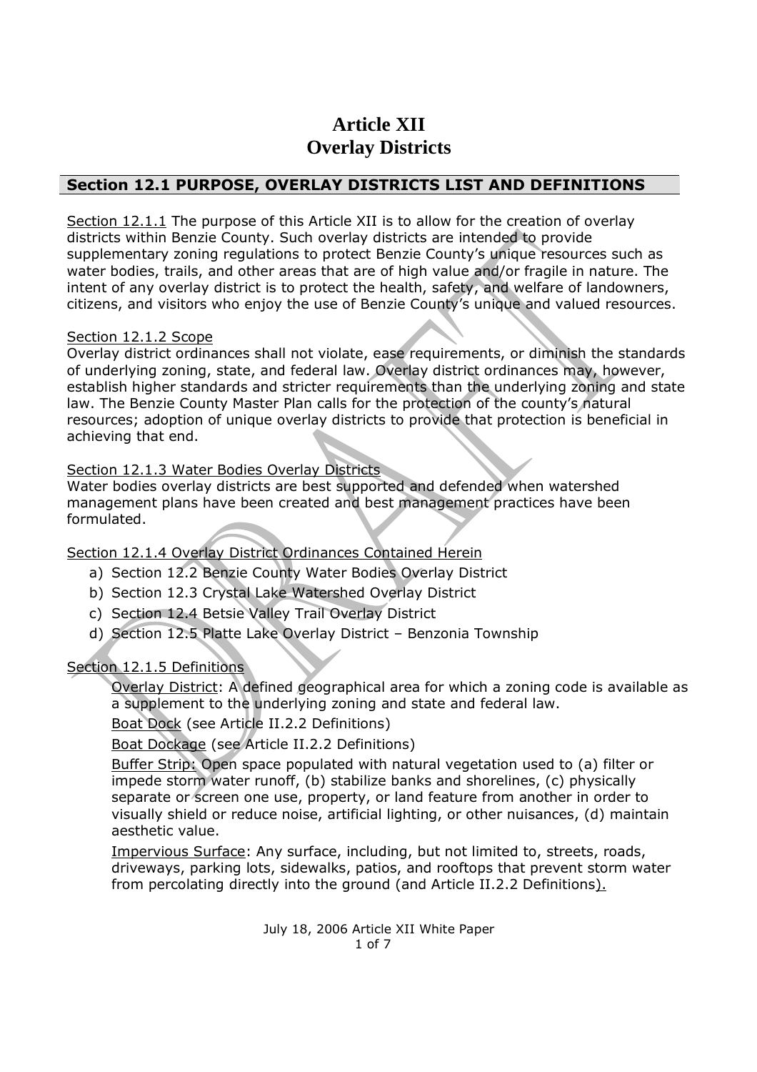# Article XII
# Overlay Districts

## Section 12.1 PURPOSE, OVERLAY DISTRICTS LIST AND DEFINITIONS

Section 12.1.1 The purpose of this Article XII is to allow for the creation of overlay districts within Benzie County. Such overlay districts are intended to provide supplementary zoning regulations to protect Benzie County's unique resources such as water bodies, trails, and other areas that are of high value and/or fragile in nature. The intent of any overlay district is to protect the health, safety, and welfare of landowners, citizens, and visitors who enjoy the use of Benzie County's unique and valued resources.

Section 12.1.2 Scope

Overlay district ordinances shall not violate, ease requirements, or diminish the standards of underlying zoning, state, and federal law. Overlay district ordinances may, however, establish higher standards and stricter requirements than the underlying zoning and state law. The Benzie County Master Plan calls for the protection of the county's natural resources; adoption of unique overlay districts to provide that protection is beneficial in achieving that end.

Section 12.1.3 Water Bodies Overlay Districts

Water bodies overlay districts are best supported and defended when watershed management plans have been created and best management practices have been formulated.

Section 12.1.4 Overlay District Ordinances Contained Herein

a) Section 12.2 Benzie County Water Bodies Overlay District
b) Section 12.3 Crystal Lake Watershed Overlay District
c) Section 12.4 Betsie Valley Trail Overlay District
d) Section 12.5 Platte Lake Overlay District – Benzonia Township

Section 12.1.5 Definitions

Overlay District: A defined geographical area for which a zoning code is available as a supplement to the underlying zoning and state and federal law.

Boat Dock (see Article II.2.2 Definitions)

Boat Dockage (see Article II.2.2 Definitions)

Buffer Strip: Open space populated with natural vegetation used to (a) filter or impede storm water runoff, (b) stabilize banks and shorelines, (c) physically separate or screen one use, property, or land feature from another in order to visually shield or reduce noise, artificial lighting, or other nuisances, (d) maintain aesthetic value.

Impervious Surface: Any surface, including, but not limited to, streets, roads, driveways, parking lots, sidewalks, patios, and rooftops that prevent storm water from percolating directly into the ground (and Article II.2.2 Definitions).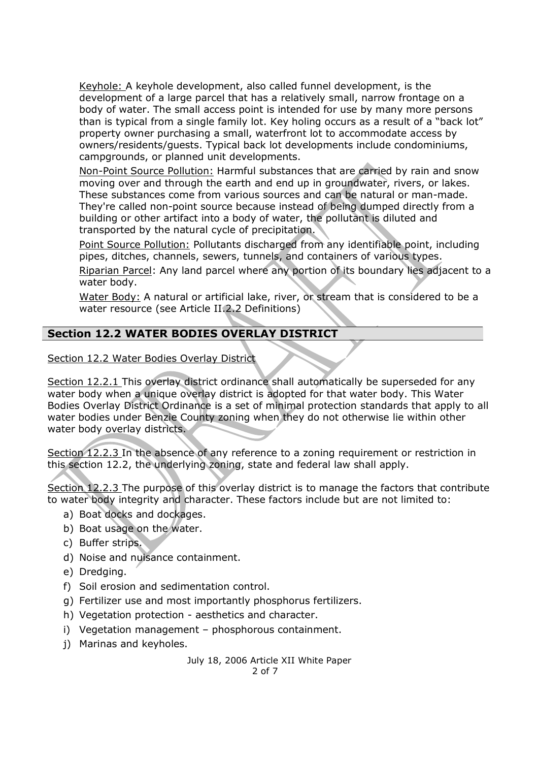Keyhole: A keyhole development, also called funnel development, is the development of a large parcel that has a relatively small, narrow frontage on a body of water. The small access point is intended for use by many more persons than is typical from a single family lot. Key holing occurs as a result of a "back lot" property owner purchasing a small, waterfront lot to accommodate access by owners/residents/guests. Typical back lot developments include condominiums, campgrounds, or planned unit developments.

Non-Point Source Pollution: Harmful substances that are carried by rain and snow moving over and through the earth and end up in groundwater, rivers, or lakes. These substances come from various sources and can be natural or man-made. They're called non-point source because instead of being dumped directly from a building or other artifact into a body of water, the pollutant is diluted and transported by the natural cycle of precipitation.

Point Source Pollution: Pollutants discharged from any identifiable point, including pipes, ditches, channels, sewers, tunnels, and containers of various types.

Riparian Parcel: Any land parcel where any portion of its boundary lies adjacent to a water body.

Water Body: A natural or artificial lake, river, or stream that is considered to be a water resource (see Article II.2.2 Definitions)

## Section 12.2 WATER BODIES OVERLAY DISTRICT

Section 12.2 Water Bodies Overlay District

Section 12.2.1 This overlay district ordinance shall automatically be superseded for any water body when a unique overlay district is adopted for that water body. This Water Bodies Overlay District Ordinance is a set of minimal protection standards that apply to all water bodies under Benzie County zoning when they do not otherwise lie within other water body overlay districts.

Section 12.2.3 In the absence of any reference to a zoning requirement or restriction in this section 12.2, the underlying zoning, state and federal law shall apply.

Section 12.2.3 The purpose of this overlay district is to manage the factors that contribute to water body integrity and character. These factors include but are not limited to:

a) Boat docks and dockages.
b) Boat usage on the water.
c) Buffer strips.
d) Noise and nuisance containment.
e) Dredging.
f) Soil erosion and sedimentation control.
g) Fertilizer use and most importantly phosphorus fertilizers.
h) Vegetation protection - aesthetics and character.
i) Vegetation management – phosphorous containment.
j) Marinas and keyholes.

July 18, 2006 Article XII White Paper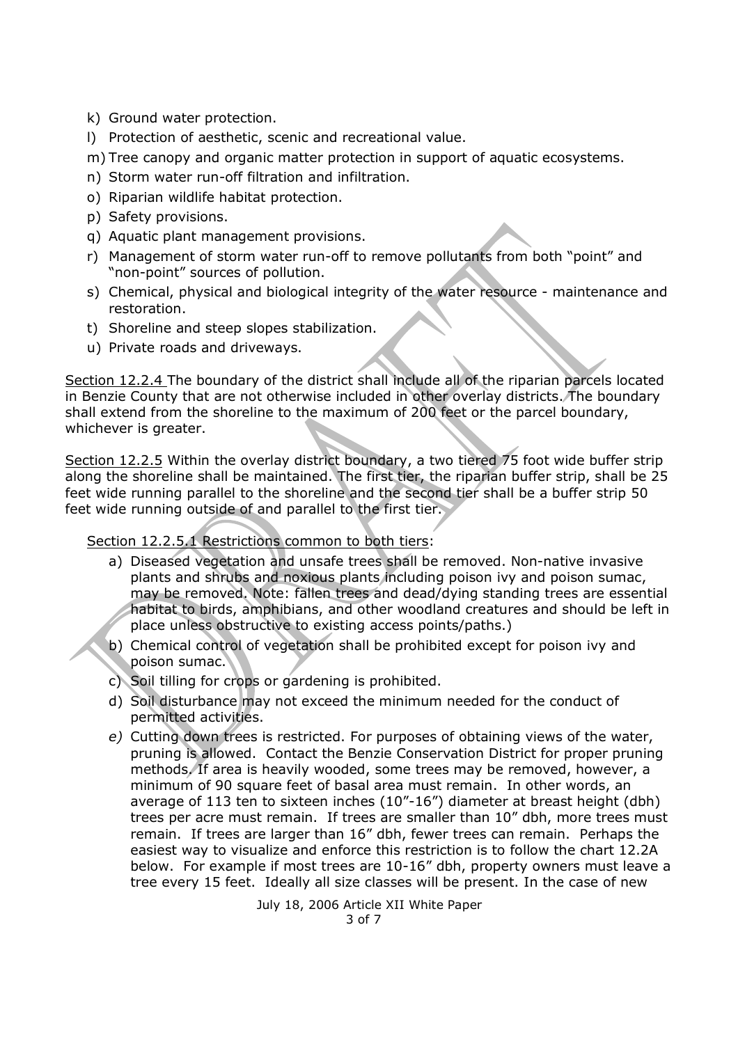k) Ground water protection.
l) Protection of aesthetic, scenic and recreational value.
m) Tree canopy and organic matter protection in support of aquatic ecosystems.
n) Storm water run-off filtration and infiltration.
o) Riparian wildlife habitat protection.
p) Safety provisions.
q) Aquatic plant management provisions.
r) Management of storm water run-off to remove pollutants from both "point" and "non-point" sources of pollution.
s) Chemical, physical and biological integrity of the water resource - maintenance and restoration.
t) Shoreline and steep slopes stabilization.
u) Private roads and driveways.

Section 12.2.4 The boundary of the district shall include all of the riparian parcels located in Benzie County that are not otherwise included in other overlay districts. The boundary shall extend from the shoreline to the maximum of 200 feet or the parcel boundary, whichever is greater.

Section 12.2.5 Within the overlay district boundary, a two tiered 75 foot wide buffer strip along the shoreline shall be maintained. The first tier, the riparian buffer strip, shall be 25 feet wide running parallel to the shoreline and the second tier shall be a buffer strip 50 feet wide running outside of and parallel to the first tier.

Section 12.2.5.1 Restrictions common to both tiers:

a) Diseased vegetation and unsafe trees shall be removed. Non-native invasive plants and shrubs and noxious plants including poison ivy and poison sumac, may be removed. Note: fallen trees and dead/dying standing trees are essential habitat to birds, amphibians, and other woodland creatures and should be left in place unless obstructive to existing access points/paths.)
b) Chemical control of vegetation shall be prohibited except for poison ivy and poison sumac.
c) Soil tilling for crops or gardening is prohibited.
d) Soil disturbance may not exceed the minimum needed for the conduct of permitted activities.
e) Cutting down trees is restricted. For purposes of obtaining views of the water, pruning is allowed. Contact the Benzie Conservation District for proper pruning methods. If area is heavily wooded, some trees may be removed, however, a minimum of 90 square feet of basal area must remain. In other words, an average of 113 ten to sixteen inches (10"-16") diameter at breast height (dbh) trees per acre must remain. If trees are smaller than 10" dbh, more trees must remain. If trees are larger than 16" dbh, fewer trees can remain. Perhaps the easiest way to visualize and enforce this restriction is to follow the chart 12.2A below. For example if most trees are 10-16" dbh, property owners must leave a tree every 15 feet. Ideally all size classes will be present. In the case of new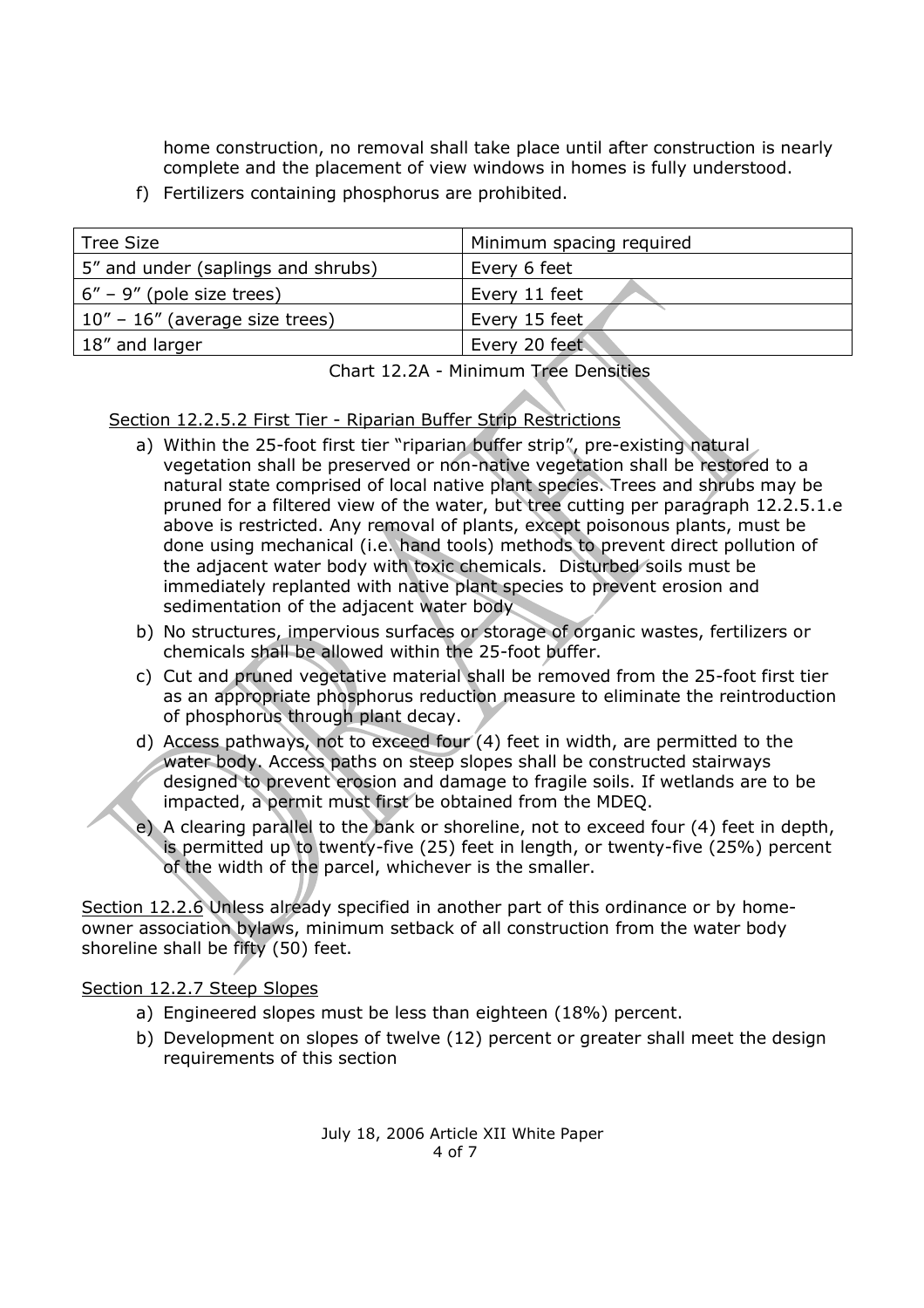home construction, no removal shall take place until after construction is nearly complete and the placement of view windows in homes is fully understood.

f) Fertilizers containing phosphorus are prohibited.

| Tree Size | Minimum spacing required |
|---|---|
| 5" and under (saplings and shrubs) | Every 6 feet |
| 6" – 9" (pole size trees) | Every 11 feet |
| 10" – 16" (average size trees) | Every 15 feet |
| 18" and larger | Every 20 feet |

Chart 12.2A - Minimum Tree Densities

Section 12.2.5.2 First Tier - Riparian Buffer Strip Restrictions

a) Within the 25-foot first tier "riparian buffer strip", pre-existing natural vegetation shall be preserved or non-native vegetation shall be restored to a natural state comprised of local native plant species. Trees and shrubs may be pruned for a filtered view of the water, but tree cutting per paragraph 12.2.5.1.e above is restricted. Any removal of plants, except poisonous plants, must be done using mechanical (i.e. hand tools) methods to prevent direct pollution of the adjacent water body with toxic chemicals. Disturbed soils must be immediately replanted with native plant species to prevent erosion and sedimentation of the adjacent water body
b) No structures, impervious surfaces or storage of organic wastes, fertilizers or chemicals shall be allowed within the 25-foot buffer.
c) Cut and pruned vegetative material shall be removed from the 25-foot first tier as an appropriate phosphorus reduction measure to eliminate the reintroduction of phosphorus through plant decay.
d) Access pathways, not to exceed four (4) feet in width, are permitted to the water body. Access paths on steep slopes shall be constructed stairways designed to prevent erosion and damage to fragile soils. If wetlands are to be impacted, a permit must first be obtained from the MDEQ.
e) A clearing parallel to the bank or shoreline, not to exceed four (4) feet in depth, is permitted up to twenty-five (25) feet in length, or twenty-five (25%) percent of the width of the parcel, whichever is the smaller.

Section 12.2.6 Unless already specified in another part of this ordinance or by home-owner association bylaws, minimum setback of all construction from the water body shoreline shall be fifty (50) feet.

Section 12.2.7 Steep Slopes

a) Engineered slopes must be less than eighteen (18%) percent.
b) Development on slopes of twelve (12) percent or greater shall meet the design requirements of this section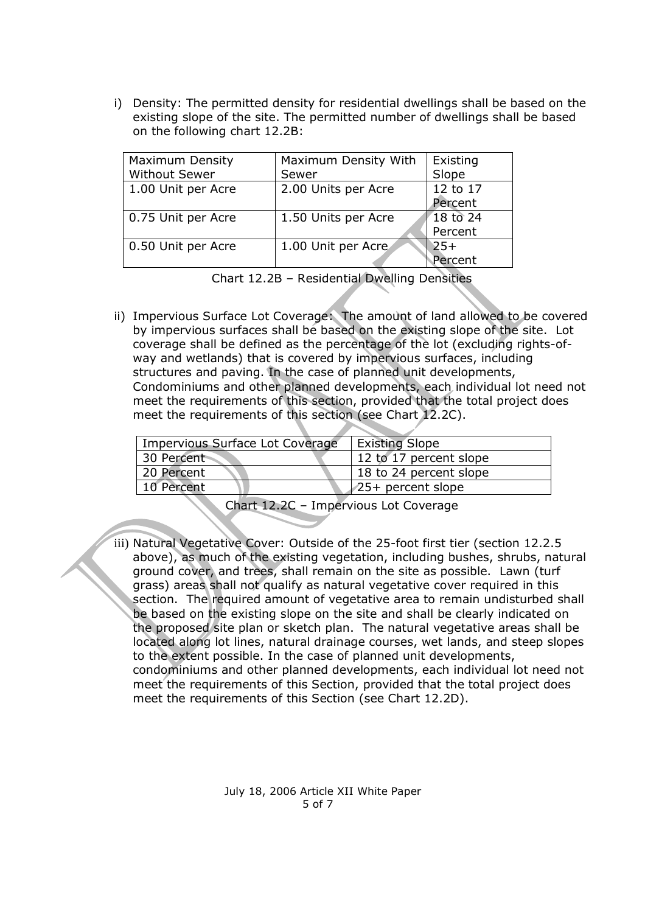i) Density: The permitted density for residential dwellings shall be based on the existing slope of the site. The permitted number of dwellings shall be based on the following chart 12.2B:

| Maximum Density Without Sewer | Maximum Density With Sewer | Existing Slope |
|---|---|---|
| 1.00 Unit per Acre | 2.00 Units per Acre | 12 to 17 Percent |
| 0.75 Unit per Acre | 1.50 Units per Acre | 18 to 24 Percent |
| 0.50 Unit per Acre | 1.00 Unit per Acre | 25+ Percent |

Chart 12.2B – Residential Dwelling Densities

ii) Impervious Surface Lot Coverage: The amount of land allowed to be covered by impervious surfaces shall be based on the existing slope of the site. Lot coverage shall be defined as the percentage of the lot (excluding rights-of-way and wetlands) that is covered by impervious surfaces, including structures and paving. In the case of planned unit developments, Condominiums and other planned developments, each individual lot need not meet the requirements of this section, provided that the total project does meet the requirements of this section (see Chart 12.2C).

| Impervious Surface Lot Coverage | Existing Slope |
|---|---|
| 30 Percent | 12 to 17 percent slope |
| 20 Percent | 18 to 24 percent slope |
| 10 Percent | 25+ percent slope |

Chart 12.2C – Impervious Lot Coverage

iii) Natural Vegetative Cover: Outside of the 25-foot first tier (section 12.2.5 above), as much of the existing vegetation, including bushes, shrubs, natural ground cover, and trees, shall remain on the site as possible. Lawn (turf grass) areas shall not qualify as natural vegetative cover required in this section. The required amount of vegetative area to remain undisturbed shall be based on the existing slope on the site and shall be clearly indicated on the proposed site plan or sketch plan. The natural vegetative areas shall be located along lot lines, natural drainage courses, wet lands, and steep slopes to the extent possible. In the case of planned unit developments, condominiums and other planned developments, each individual lot need not meet the requirements of this Section, provided that the total project does meet the requirements of this Section (see Chart 12.2D).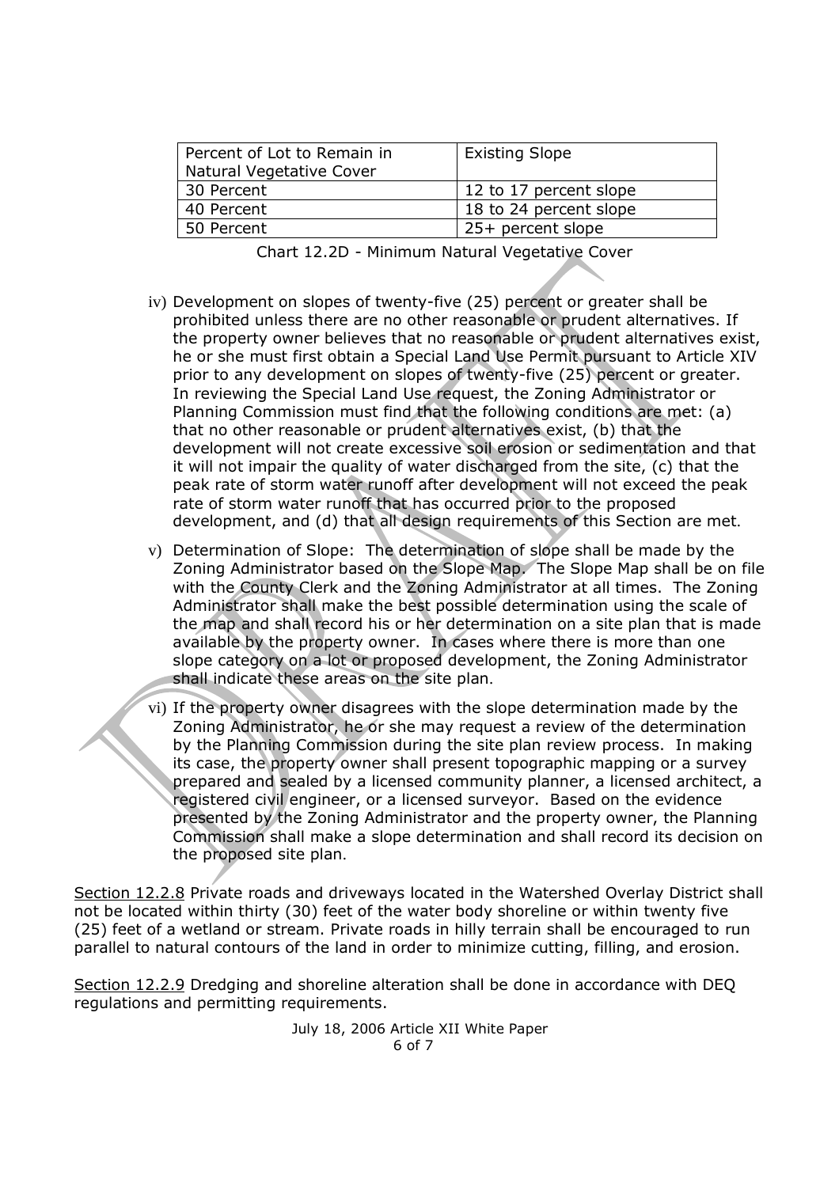| Percent of Lot to Remain in Natural Vegetative Cover | Existing Slope |
|---|---|
| 30 Percent | 12 to 17 percent slope |
| 40 Percent | 18 to 24 percent slope |
| 50 Percent | 25+ percent slope |

Chart 12.2D - Minimum Natural Vegetative Cover

iv) Development on slopes of twenty-five (25) percent or greater shall be prohibited unless there are no other reasonable or prudent alternatives. If the property owner believes that no reasonable or prudent alternatives exist, he or she must first obtain a Special Land Use Permit pursuant to Article XIV prior to any development on slopes of twenty-five (25) percent or greater. In reviewing the Special Land Use request, the Zoning Administrator or Planning Commission must find that the following conditions are met: (a) that no other reasonable or prudent alternatives exist, (b) that the development will not create excessive soil erosion or sedimentation and that it will not impair the quality of water discharged from the site, (c) that the peak rate of storm water runoff after development will not exceed the peak rate of storm water runoff that has occurred prior to the proposed development, and (d) that all design requirements of this Section are met.

v) Determination of Slope: The determination of slope shall be made by the Zoning Administrator based on the Slope Map. The Slope Map shall be on file with the County Clerk and the Zoning Administrator at all times. The Zoning Administrator shall make the best possible determination using the scale of the map and shall record his or her determination on a site plan that is made available by the property owner. In cases where there is more than one slope category on a lot or proposed development, the Zoning Administrator shall indicate these areas on the site plan.

vi) If the property owner disagrees with the slope determination made by the Zoning Administrator, he or she may request a review of the determination by the Planning Commission during the site plan review process. In making its case, the property owner shall present topographic mapping or a survey prepared and sealed by a licensed community planner, a licensed architect, a registered civil engineer, or a licensed surveyor. Based on the evidence presented by the Zoning Administrator and the property owner, the Planning Commission shall make a slope determination and shall record its decision on the proposed site plan.

Section 12.2.8 Private roads and driveways located in the Watershed Overlay District shall not be located within thirty (30) feet of the water body shoreline or within twenty five (25) feet of a wetland or stream. Private roads in hilly terrain shall be encouraged to run parallel to natural contours of the land in order to minimize cutting, filling, and erosion.

Section 12.2.9 Dredging and shoreline alteration shall be done in accordance with DEQ regulations and permitting requirements.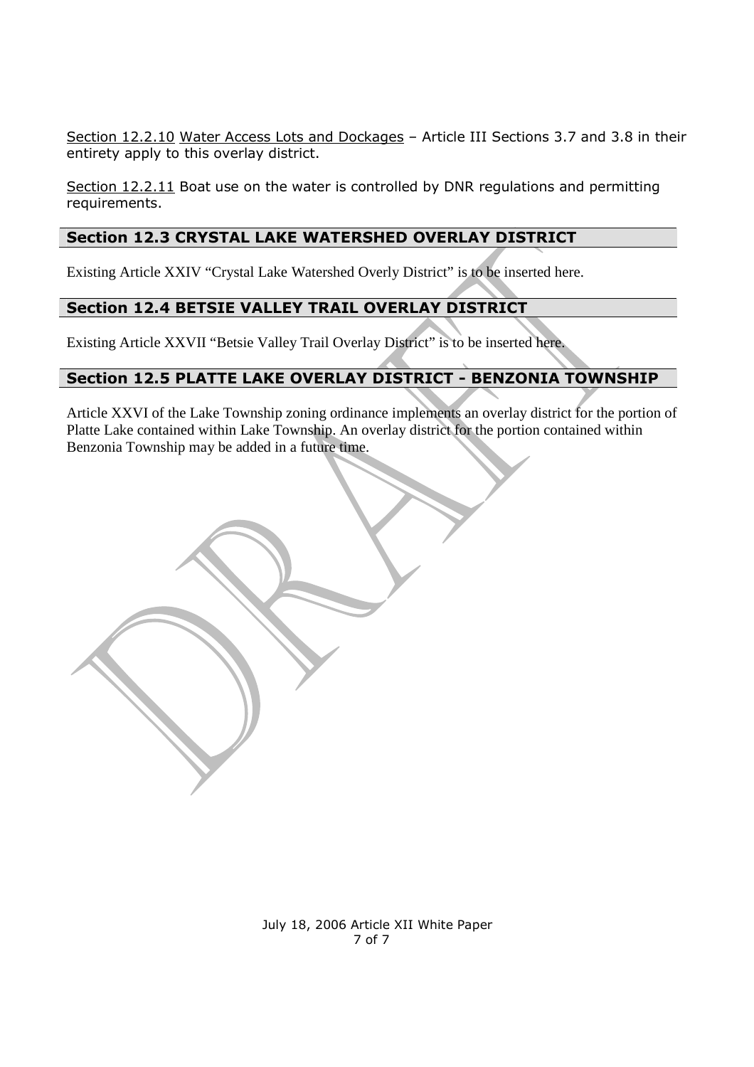Section 12.2.10 Water Access Lots and Dockages – Article III Sections 3.7 and 3.8 in their entirety apply to this overlay district.

Section 12.2.11 Boat use on the water is controlled by DNR regulations and permitting requirements.

## Section 12.3 CRYSTAL LAKE WATERSHED OVERLAY DISTRICT

Existing Article XXIV "Crystal Lake Watershed Overly District" is to be inserted here.

## Section 12.4 BETSIE VALLEY TRAIL OVERLAY DISTRICT

Existing Article XXVII "Betsie Valley Trail Overlay District" is to be inserted here.

## Section 12.5 PLATTE LAKE OVERLAY DISTRICT - BENZONIA TOWNSHIP

Article XXVI of the Lake Township zoning ordinance implements an overlay district for the portion of Platte Lake contained within Lake Township. An overlay district for the portion contained within Benzonia Township may be added in a future time.